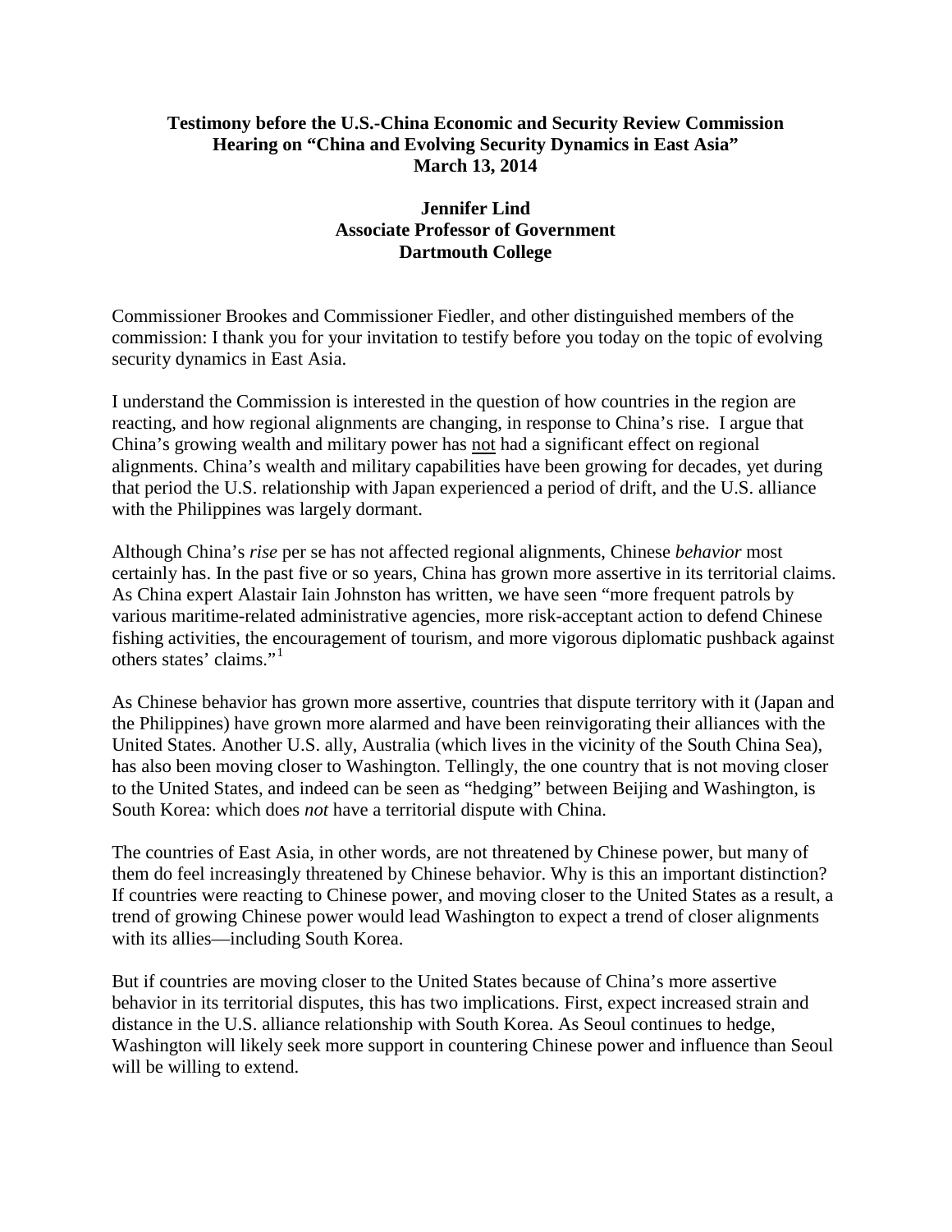**Testimony before the U.S.-China Economic and Security Review Commission**
**Hearing on "China and Evolving Security Dynamics in East Asia"**
**March 13, 2014**

**Jennifer Lind**
**Associate Professor of Government**
**Dartmouth College**

Commissioner Brookes and Commissioner Fiedler, and other distinguished members of the commission: I thank you for your invitation to testify before you today on the topic of evolving security dynamics in East Asia.

I understand the Commission is interested in the question of how countries in the region are reacting, and how regional alignments are changing, in response to China's rise. I argue that China's growing wealth and military power has <u>not</u> had a significant effect on regional alignments. China's wealth and military capabilities have been growing for decades, yet during that period the U.S. relationship with Japan experienced a period of drift, and the U.S. alliance with the Philippines was largely dormant.

Although China's *rise* per se has not affected regional alignments, Chinese *behavior* most certainly has. In the past five or so years, China has grown more assertive in its territorial claims. As China expert Alastair Iain Johnston has written, we have seen "more frequent patrols by various maritime-related administrative agencies, more risk-acceptant action to defend Chinese fishing activities, the encouragement of tourism, and more vigorous diplomatic pushback against others states' claims."[1]

As Chinese behavior has grown more assertive, countries that dispute territory with it (Japan and the Philippines) have grown more alarmed and have been reinvigorating their alliances with the United States. Another U.S. ally, Australia (which lives in the vicinity of the South China Sea), has also been moving closer to Washington. Tellingly, the one country that is not moving closer to the United States, and indeed can be seen as "hedging" between Beijing and Washington, is South Korea: which does *not* have a territorial dispute with China.

The countries of East Asia, in other words, are not threatened by Chinese power, but many of them do feel increasingly threatened by Chinese behavior. Why is this an important distinction? If countries were reacting to Chinese power, and moving closer to the United States as a result, a trend of growing Chinese power would lead Washington to expect a trend of closer alignments with its allies—including South Korea.

But if countries are moving closer to the United States because of China's more assertive behavior in its territorial disputes, this has two implications. First, expect increased strain and distance in the U.S. alliance relationship with South Korea. As Seoul continues to hedge, Washington will likely seek more support in countering Chinese power and influence than Seoul will be willing to extend.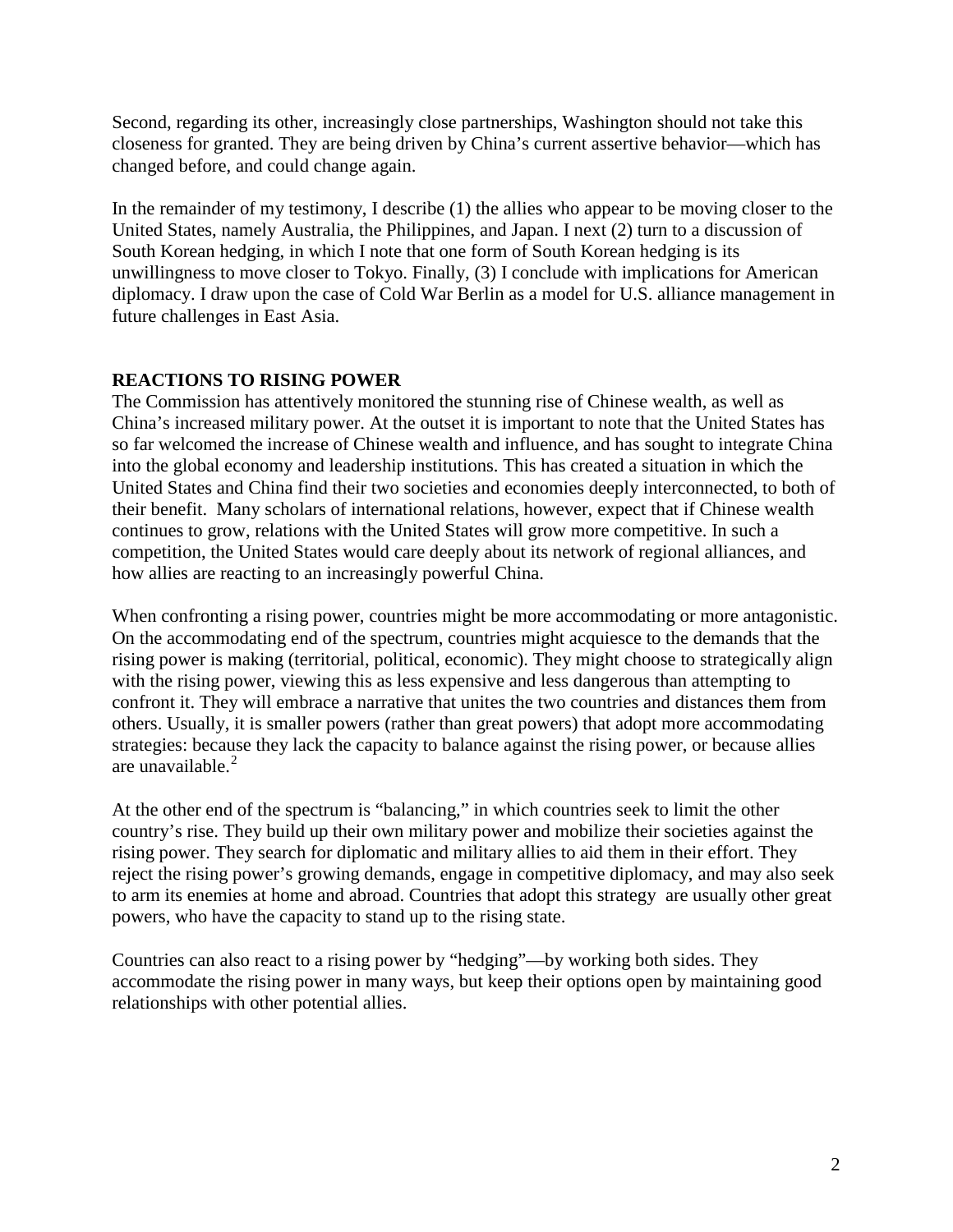Second, regarding its other, increasingly close partnerships, Washington should not take this closeness for granted. They are being driven by China's current assertive behavior—which has changed before, and could change again.

In the remainder of my testimony, I describe (1) the allies who appear to be moving closer to the United States, namely Australia, the Philippines, and Japan. I next (2) turn to a discussion of South Korean hedging, in which I note that one form of South Korean hedging is its unwillingness to move closer to Tokyo. Finally, (3) I conclude with implications for American diplomacy. I draw upon the case of Cold War Berlin as a model for U.S. alliance management in future challenges in East Asia.

## REACTIONS TO RISING POWER

The Commission has attentively monitored the stunning rise of Chinese wealth, as well as China's increased military power. At the outset it is important to note that the United States has so far welcomed the increase of Chinese wealth and influence, and has sought to integrate China into the global economy and leadership institutions. This has created a situation in which the United States and China find their two societies and economies deeply interconnected, to both of their benefit. Many scholars of international relations, however, expect that if Chinese wealth continues to grow, relations with the United States will grow more competitive. In such a competition, the United States would care deeply about its network of regional alliances, and how allies are reacting to an increasingly powerful China.

When confronting a rising power, countries might be more accommodating or more antagonistic. On the accommodating end of the spectrum, countries might acquiesce to the demands that the rising power is making (territorial, political, economic). They might choose to strategically align with the rising power, viewing this as less expensive and less dangerous than attempting to confront it. They will embrace a narrative that unites the two countries and distances them from others. Usually, it is smaller powers (rather than great powers) that adopt more accommodating strategies: because they lack the capacity to balance against the rising power, or because allies are unavailable.[2]

At the other end of the spectrum is "balancing," in which countries seek to limit the other country's rise. They build up their own military power and mobilize their societies against the rising power. They search for diplomatic and military allies to aid them in their effort. They reject the rising power's growing demands, engage in competitive diplomacy, and may also seek to arm its enemies at home and abroad. Countries that adopt this strategy are usually other great powers, who have the capacity to stand up to the rising state.

Countries can also react to a rising power by "hedging"—by working both sides. They accommodate the rising power in many ways, but keep their options open by maintaining good relationships with other potential allies.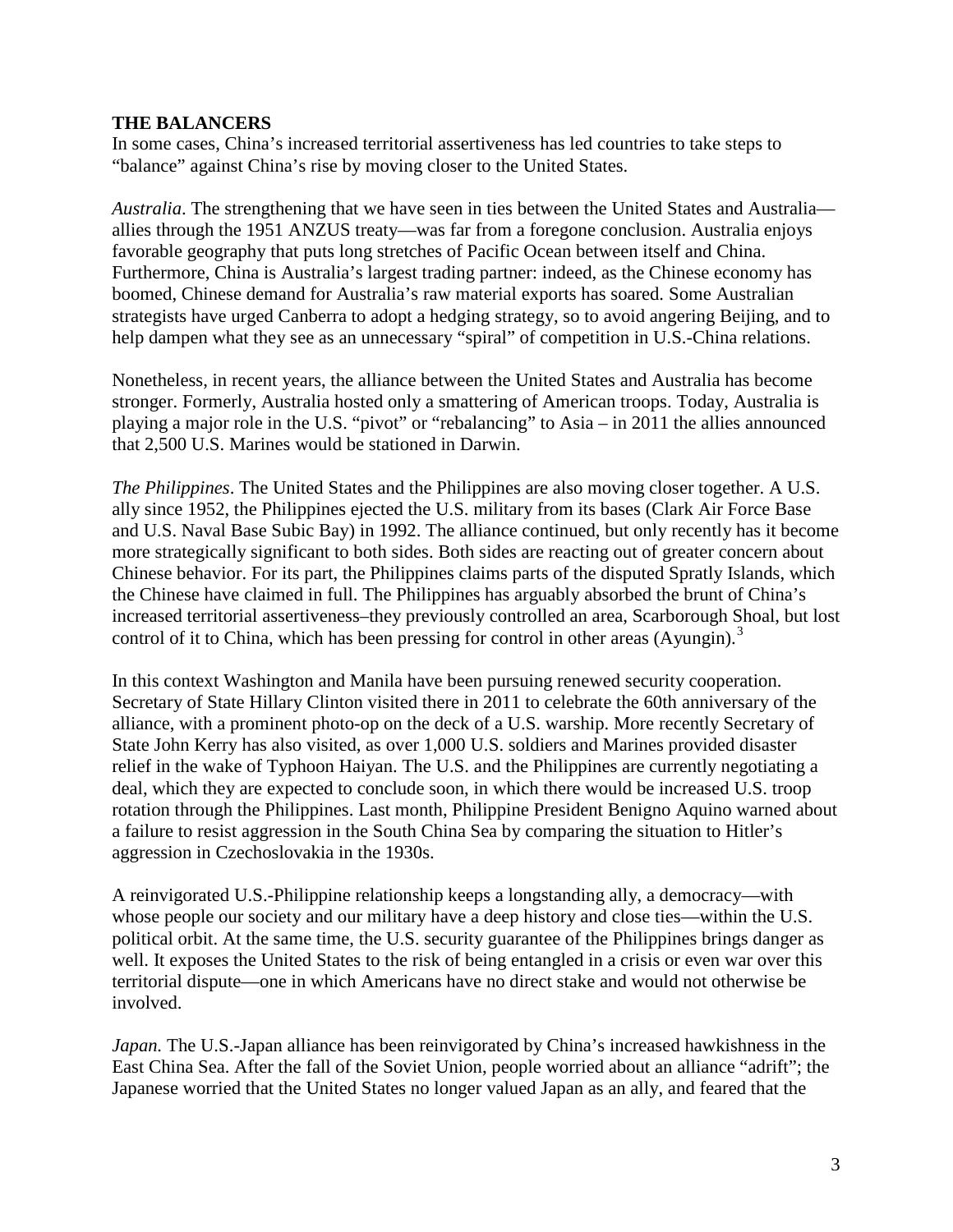**THE BALANCERS**

In some cases, China's increased territorial assertiveness has led countries to take steps to "balance" against China's rise by moving closer to the United States.

*Australia*. The strengthening that we have seen in ties between the United States and Australia—allies through the 1951 ANZUS treaty—was far from a foregone conclusion. Australia enjoys favorable geography that puts long stretches of Pacific Ocean between itself and China. Furthermore, China is Australia's largest trading partner: indeed, as the Chinese economy has boomed, Chinese demand for Australia's raw material exports has soared. Some Australian strategists have urged Canberra to adopt a hedging strategy, so to avoid angering Beijing, and to help dampen what they see as an unnecessary "spiral" of competition in U.S.-China relations.

Nonetheless, in recent years, the alliance between the United States and Australia has become stronger. Formerly, Australia hosted only a smattering of American troops. Today, Australia is playing a major role in the U.S. "pivot" or "rebalancing" to Asia – in 2011 the allies announced that 2,500 U.S. Marines would be stationed in Darwin.

*The Philippines*. The United States and the Philippines are also moving closer together. A U.S. ally since 1952, the Philippines ejected the U.S. military from its bases (Clark Air Force Base and U.S. Naval Base Subic Bay) in 1992. The alliance continued, but only recently has it become more strategically significant to both sides. Both sides are reacting out of greater concern about Chinese behavior. For its part, the Philippines claims parts of the disputed Spratly Islands, which the Chinese have claimed in full. The Philippines has arguably absorbed the brunt of China's increased territorial assertiveness–they previously controlled an area, Scarborough Shoal, but lost control of it to China, which has been pressing for control in other areas (Ayungin).[3]

In this context Washington and Manila have been pursuing renewed security cooperation. Secretary of State Hillary Clinton visited there in 2011 to celebrate the 60th anniversary of the alliance, with a prominent photo-op on the deck of a U.S. warship. More recently Secretary of State John Kerry has also visited, as over 1,000 U.S. soldiers and Marines provided disaster relief in the wake of Typhoon Haiyan. The U.S. and the Philippines are currently negotiating a deal, which they are expected to conclude soon, in which there would be increased U.S. troop rotation through the Philippines. Last month, Philippine President Benigno Aquino warned about a failure to resist aggression in the South China Sea by comparing the situation to Hitler's aggression in Czechoslovakia in the 1930s.

A reinvigorated U.S.-Philippine relationship keeps a longstanding ally, a democracy—with whose people our society and our military have a deep history and close ties—within the U.S. political orbit. At the same time, the U.S. security guarantee of the Philippines brings danger as well. It exposes the United States to the risk of being entangled in a crisis or even war over this territorial dispute—one in which Americans have no direct stake and would not otherwise be involved.

*Japan.* The U.S.-Japan alliance has been reinvigorated by China's increased hawkishness in the East China Sea. After the fall of the Soviet Union, people worried about an alliance "adrift"; the Japanese worried that the United States no longer valued Japan as an ally, and feared that the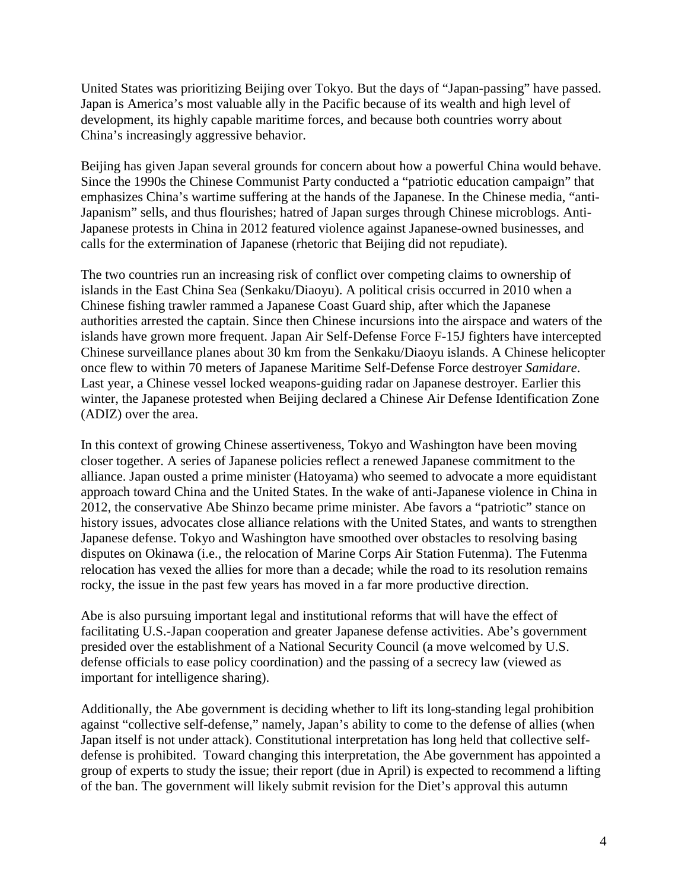United States was prioritizing Beijing over Tokyo. But the days of "Japan-passing" have passed. Japan is America's most valuable ally in the Pacific because of its wealth and high level of development, its highly capable maritime forces, and because both countries worry about China's increasingly aggressive behavior.

Beijing has given Japan several grounds for concern about how a powerful China would behave. Since the 1990s the Chinese Communist Party conducted a "patriotic education campaign" that emphasizes China's wartime suffering at the hands of the Japanese. In the Chinese media, "anti-Japanism" sells, and thus flourishes; hatred of Japan surges through Chinese microblogs. Anti-Japanese protests in China in 2012 featured violence against Japanese-owned businesses, and calls for the extermination of Japanese (rhetoric that Beijing did not repudiate).

The two countries run an increasing risk of conflict over competing claims to ownership of islands in the East China Sea (Senkaku/Diaoyu). A political crisis occurred in 2010 when a Chinese fishing trawler rammed a Japanese Coast Guard ship, after which the Japanese authorities arrested the captain. Since then Chinese incursions into the airspace and waters of the islands have grown more frequent. Japan Air Self-Defense Force F-15J fighters have intercepted Chinese surveillance planes about 30 km from the Senkaku/Diaoyu islands. A Chinese helicopter once flew to within 70 meters of Japanese Maritime Self-Defense Force destroyer *Samidare*. Last year, a Chinese vessel locked weapons-guiding radar on Japanese destroyer. Earlier this winter, the Japanese protested when Beijing declared a Chinese Air Defense Identification Zone (ADIZ) over the area.

In this context of growing Chinese assertiveness, Tokyo and Washington have been moving closer together. A series of Japanese policies reflect a renewed Japanese commitment to the alliance. Japan ousted a prime minister (Hatoyama) who seemed to advocate a more equidistant approach toward China and the United States. In the wake of anti-Japanese violence in China in 2012, the conservative Abe Shinzo became prime minister. Abe favors a "patriotic" stance on history issues, advocates close alliance relations with the United States, and wants to strengthen Japanese defense. Tokyo and Washington have smoothed over obstacles to resolving basing disputes on Okinawa (i.e., the relocation of Marine Corps Air Station Futenma). The Futenma relocation has vexed the allies for more than a decade; while the road to its resolution remains rocky, the issue in the past few years has moved in a far more productive direction.

Abe is also pursuing important legal and institutional reforms that will have the effect of facilitating U.S.-Japan cooperation and greater Japanese defense activities. Abe's government presided over the establishment of a National Security Council (a move welcomed by U.S. defense officials to ease policy coordination) and the passing of a secrecy law (viewed as important for intelligence sharing).

Additionally, the Abe government is deciding whether to lift its long-standing legal prohibition against "collective self-defense," namely, Japan's ability to come to the defense of allies (when Japan itself is not under attack). Constitutional interpretation has long held that collective self-defense is prohibited. Toward changing this interpretation, the Abe government has appointed a group of experts to study the issue; their report (due in April) is expected to recommend a lifting of the ban. The government will likely submit revision for the Diet's approval this autumn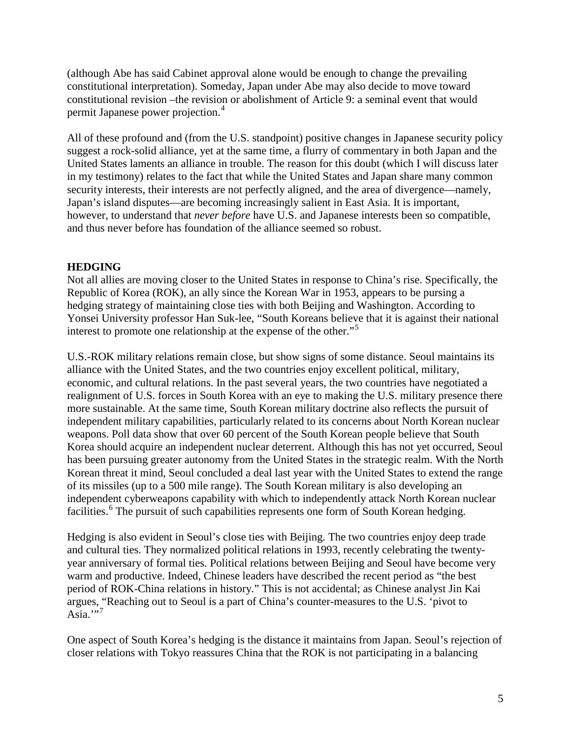(although Abe has said Cabinet approval alone would be enough to change the prevailing constitutional interpretation). Someday, Japan under Abe may also decide to move toward constitutional revision –the revision or abolishment of Article 9: a seminal event that would permit Japanese power projection.[4]

All of these profound and (from the U.S. standpoint) positive changes in Japanese security policy suggest a rock-solid alliance, yet at the same time, a flurry of commentary in both Japan and the United States laments an alliance in trouble. The reason for this doubt (which I will discuss later in my testimony) relates to the fact that while the United States and Japan share many common security interests, their interests are not perfectly aligned, and the area of divergence—namely, Japan's island disputes—are becoming increasingly salient in East Asia. It is important, however, to understand that *never before* have U.S. and Japanese interests been so compatible, and thus never before has foundation of the alliance seemed so robust.

## HEDGING

Not all allies are moving closer to the United States in response to China's rise. Specifically, the Republic of Korea (ROK), an ally since the Korean War in 1953, appears to be pursuing a hedging strategy of maintaining close ties with both Beijing and Washington. According to Yonsei University professor Han Suk-lee, "South Koreans believe that it is against their national interest to promote one relationship at the expense of the other."[5]

U.S.-ROK military relations remain close, but show signs of some distance. Seoul maintains its alliance with the United States, and the two countries enjoy excellent political, military, economic, and cultural relations. In the past several years, the two countries have negotiated a realignment of U.S. forces in South Korea with an eye to making the U.S. military presence there more sustainable. At the same time, South Korean military doctrine also reflects the pursuit of independent military capabilities, particularly related to its concerns about North Korean nuclear weapons. Poll data show that over 60 percent of the South Korean people believe that South Korea should acquire an independent nuclear deterrent. Although this has not yet occurred, Seoul has been pursuing greater autonomy from the United States in the strategic realm. With the North Korean threat it mind, Seoul concluded a deal last year with the United States to extend the range of its missiles (up to a 500 mile range). The South Korean military is also developing an independent cyberweapons capability with which to independently attack North Korean nuclear facilities.[6] The pursuit of such capabilities represents one form of South Korean hedging.

Hedging is also evident in Seoul's close ties with Beijing. The two countries enjoy deep trade and cultural ties. They normalized political relations in 1993, recently celebrating the twenty-year anniversary of formal ties. Political relations between Beijing and Seoul have become very warm and productive. Indeed, Chinese leaders have described the recent period as "the best period of ROK-China relations in history." This is not accidental; as Chinese analyst Jin Kai argues, "Reaching out to Seoul is a part of China's counter-measures to the U.S. 'pivot to Asia.'"[7]

One aspect of South Korea's hedging is the distance it maintains from Japan. Seoul's rejection of closer relations with Tokyo reassures China that the ROK is not participating in a balancing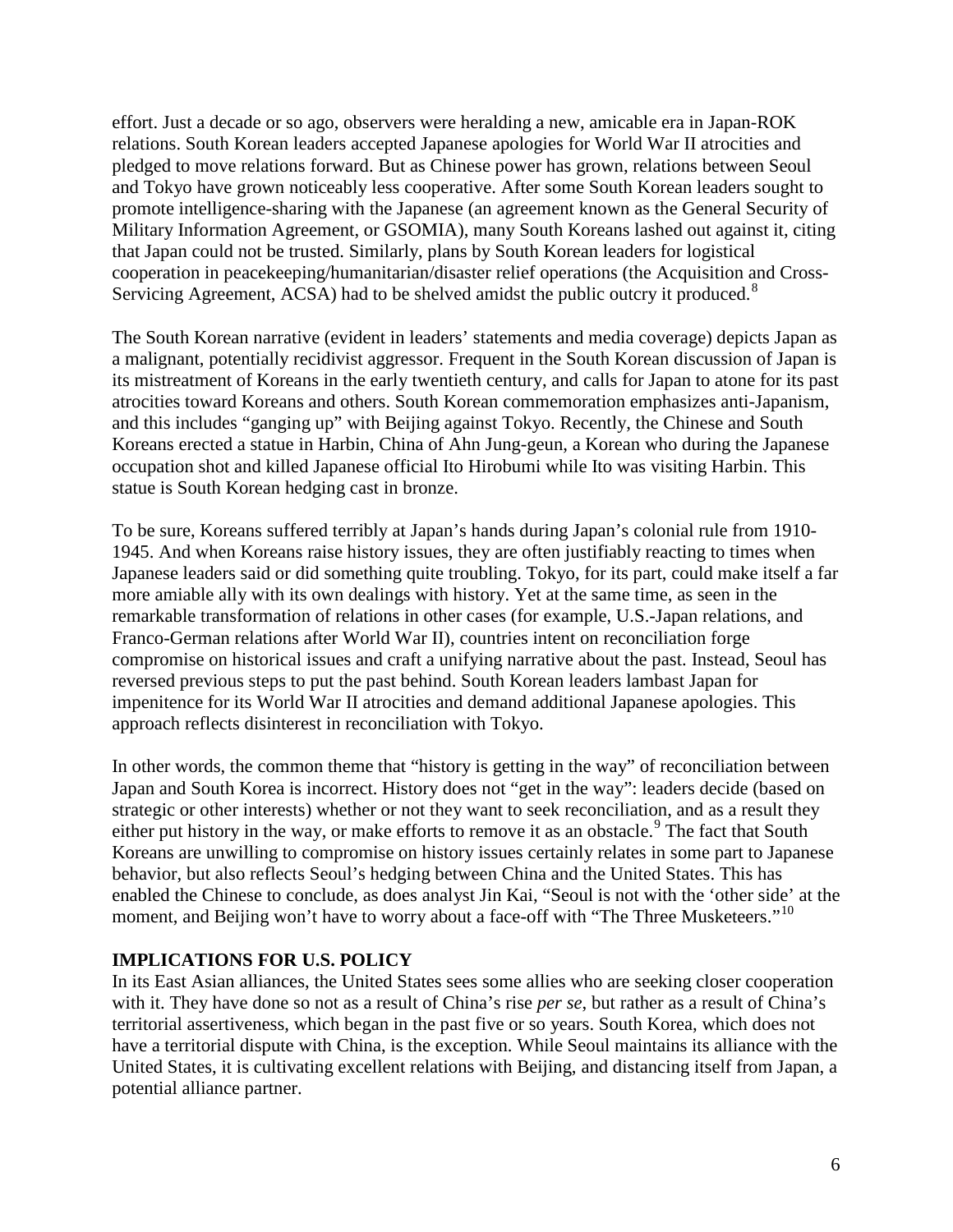effort. Just a decade or so ago, observers were heralding a new, amicable era in Japan-ROK relations. South Korean leaders accepted Japanese apologies for World War II atrocities and pledged to move relations forward. But as Chinese power has grown, relations between Seoul and Tokyo have grown noticeably less cooperative. After some South Korean leaders sought to promote intelligence-sharing with the Japanese (an agreement known as the General Security of Military Information Agreement, or GSOMIA), many South Koreans lashed out against it, citing that Japan could not be trusted. Similarly, plans by South Korean leaders for logistical cooperation in peacekeeping/humanitarian/disaster relief operations (the Acquisition and Cross-Servicing Agreement, ACSA) had to be shelved amidst the public outcry it produced.[8]

The South Korean narrative (evident in leaders' statements and media coverage) depicts Japan as a malignant, potentially recidivist aggressor. Frequent in the South Korean discussion of Japan is its mistreatment of Koreans in the early twentieth century, and calls for Japan to atone for its past atrocities toward Koreans and others. South Korean commemoration emphasizes anti-Japanism, and this includes "ganging up" with Beijing against Tokyo. Recently, the Chinese and South Koreans erected a statue in Harbin, China of Ahn Jung-geun, a Korean who during the Japanese occupation shot and killed Japanese official Ito Hirobumi while Ito was visiting Harbin. This statue is South Korean hedging cast in bronze.

To be sure, Koreans suffered terribly at Japan's hands during Japan's colonial rule from 1910-1945. And when Koreans raise history issues, they are often justifiably reacting to times when Japanese leaders said or did something quite troubling. Tokyo, for its part, could make itself a far more amiable ally with its own dealings with history. Yet at the same time, as seen in the remarkable transformation of relations in other cases (for example, U.S.-Japan relations, and Franco-German relations after World War II), countries intent on reconciliation forge compromise on historical issues and craft a unifying narrative about the past. Instead, Seoul has reversed previous steps to put the past behind. South Korean leaders lambast Japan for impenitence for its World War II atrocities and demand additional Japanese apologies. This approach reflects disinterest in reconciliation with Tokyo.

In other words, the common theme that "history is getting in the way" of reconciliation between Japan and South Korea is incorrect. History does not "get in the way": leaders decide (based on strategic or other interests) whether or not they want to seek reconciliation, and as a result they either put history in the way, or make efforts to remove it as an obstacle.[9] The fact that South Koreans are unwilling to compromise on history issues certainly relates in some part to Japanese behavior, but also reflects Seoul's hedging between China and the United States. This has enabled the Chinese to conclude, as does analyst Jin Kai, "Seoul is not with the 'other side' at the moment, and Beijing won't have to worry about a face-off with "The Three Musketeers."[10]

**IMPLICATIONS FOR U.S. POLICY**

In its East Asian alliances, the United States sees some allies who are seeking closer cooperation with it. They have done so not as a result of China's rise *per se*, but rather as a result of China's territorial assertiveness, which began in the past five or so years. South Korea, which does not have a territorial dispute with China, is the exception. While Seoul maintains its alliance with the United States, it is cultivating excellent relations with Beijing, and distancing itself from Japan, a potential alliance partner.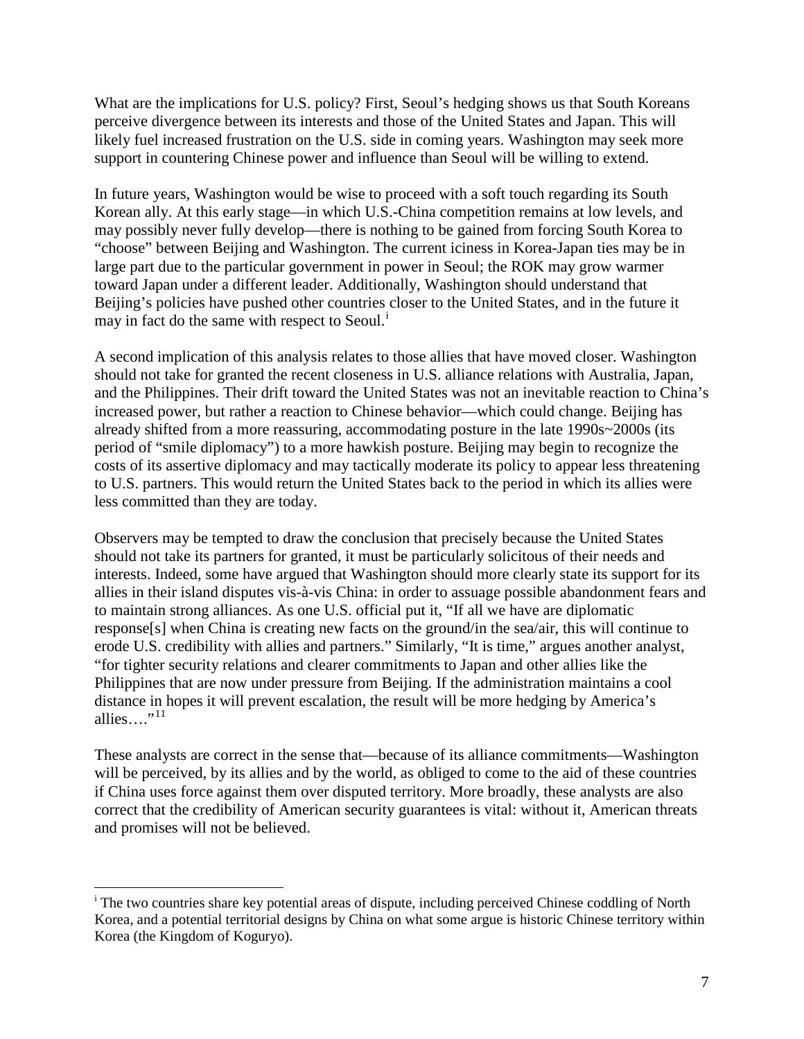What are the implications for U.S. policy? First, Seoul's hedging shows us that South Koreans perceive divergence between its interests and those of the United States and Japan. This will likely fuel increased frustration on the U.S. side in coming years. Washington may seek more support in countering Chinese power and influence than Seoul will be willing to extend.

In future years, Washington would be wise to proceed with a soft touch regarding its South Korean ally. At this early stage—in which U.S.-China competition remains at low levels, and may possibly never fully develop—there is nothing to be gained from forcing South Korea to "choose" between Beijing and Washington. The current iciness in Korea-Japan ties may be in large part due to the particular government in power in Seoul; the ROK may grow warmer toward Japan under a different leader. Additionally, Washington should understand that Beijing's policies have pushed other countries closer to the United States, and in the future it may in fact do the same with respect to Seoul.[i]

A second implication of this analysis relates to those allies that have moved closer. Washington should not take for granted the recent closeness in U.S. alliance relations with Australia, Japan, and the Philippines. Their drift toward the United States was not an inevitable reaction to China's increased power, but rather a reaction to Chinese behavior—which could change. Beijing has already shifted from a more reassuring, accommodating posture in the late 1990s~2000s (its period of "smile diplomacy") to a more hawkish posture. Beijing may begin to recognize the costs of its assertive diplomacy and may tactically moderate its policy to appear less threatening to U.S. partners. This would return the United States back to the period in which its allies were less committed than they are today.

Observers may be tempted to draw the conclusion that precisely because the United States should not take its partners for granted, it must be particularly solicitous of their needs and interests. Indeed, some have argued that Washington should more clearly state its support for its allies in their island disputes vis-à-vis China: in order to assuage possible abandonment fears and to maintain strong alliances. As one U.S. official put it, "If all we have are diplomatic response[s] when China is creating new facts on the ground/in the sea/air, this will continue to erode U.S. credibility with allies and partners." Similarly, "It is time," argues another analyst, "for tighter security relations and clearer commitments to Japan and other allies like the Philippines that are now under pressure from Beijing. If the administration maintains a cool distance in hopes it will prevent escalation, the result will be more hedging by America's allies…."[11]

These analysts are correct in the sense that—because of its alliance commitments—Washington will be perceived, by its allies and by the world, as obliged to come to the aid of these countries if China uses force against them over disputed territory. More broadly, these analysts are also correct that the credibility of American security guarantees is vital: without it, American threats and promises will not be believed.

---

[i] The two countries share key potential areas of dispute, including perceived Chinese coddling of North Korea, and a potential territorial designs by China on what some argue is historic Chinese territory within Korea (the Kingdom of Koguryo).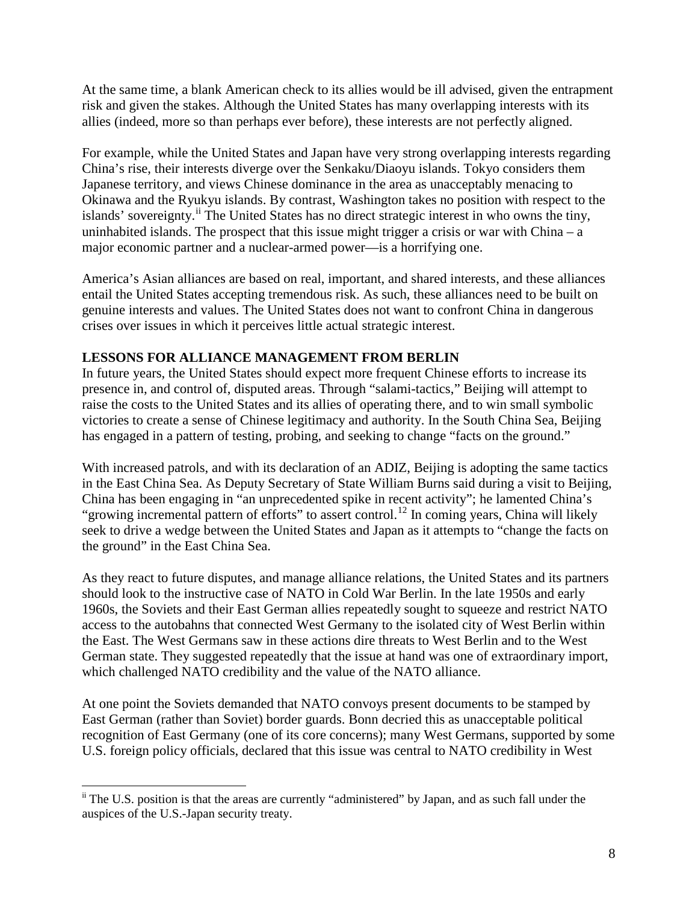At the same time, a blank American check to its allies would be ill advised, given the entrapment risk and given the stakes. Although the United States has many overlapping interests with its allies (indeed, more so than perhaps ever before), these interests are not perfectly aligned.

For example, while the United States and Japan have very strong overlapping interests regarding China's rise, their interests diverge over the Senkaku/Diaoyu islands. Tokyo considers them Japanese territory, and views Chinese dominance in the area as unacceptably menacing to Okinawa and the Ryukyu islands. By contrast, Washington takes no position with respect to the islands' sovereignty.[ii] The United States has no direct strategic interest in who owns the tiny, uninhabited islands. The prospect that this issue might trigger a crisis or war with China – a major economic partner and a nuclear-armed power—is a horrifying one.

America's Asian alliances are based on real, important, and shared interests, and these alliances entail the United States accepting tremendous risk. As such, these alliances need to be built on genuine interests and values. The United States does not want to confront China in dangerous crises over issues in which it perceives little actual strategic interest.

**LESSONS FOR ALLIANCE MANAGEMENT FROM BERLIN**

In future years, the United States should expect more frequent Chinese efforts to increase its presence in, and control of, disputed areas. Through "salami-tactics," Beijing will attempt to raise the costs to the United States and its allies of operating there, and to win small symbolic victories to create a sense of Chinese legitimacy and authority. In the South China Sea, Beijing has engaged in a pattern of testing, probing, and seeking to change "facts on the ground."

With increased patrols, and with its declaration of an ADIZ, Beijing is adopting the same tactics in the East China Sea. As Deputy Secretary of State William Burns said during a visit to Beijing, China has been engaging in "an unprecedented spike in recent activity"; he lamented China's "growing incremental pattern of efforts" to assert control.[12] In coming years, China will likely seek to drive a wedge between the United States and Japan as it attempts to "change the facts on the ground" in the East China Sea.

As they react to future disputes, and manage alliance relations, the United States and its partners should look to the instructive case of NATO in Cold War Berlin. In the late 1950s and early 1960s, the Soviets and their East German allies repeatedly sought to squeeze and restrict NATO access to the autobahns that connected West Germany to the isolated city of West Berlin within the East. The West Germans saw in these actions dire threats to West Berlin and to the West German state. They suggested repeatedly that the issue at hand was one of extraordinary import, which challenged NATO credibility and the value of the NATO alliance.

At one point the Soviets demanded that NATO convoys present documents to be stamped by East German (rather than Soviet) border guards. Bonn decried this as unacceptable political recognition of East Germany (one of its core concerns); many West Germans, supported by some U.S. foreign policy officials, declared that this issue was central to NATO credibility in West

---

[ii] The U.S. position is that the areas are currently "administered" by Japan, and as such fall under the auspices of the U.S.-Japan security treaty.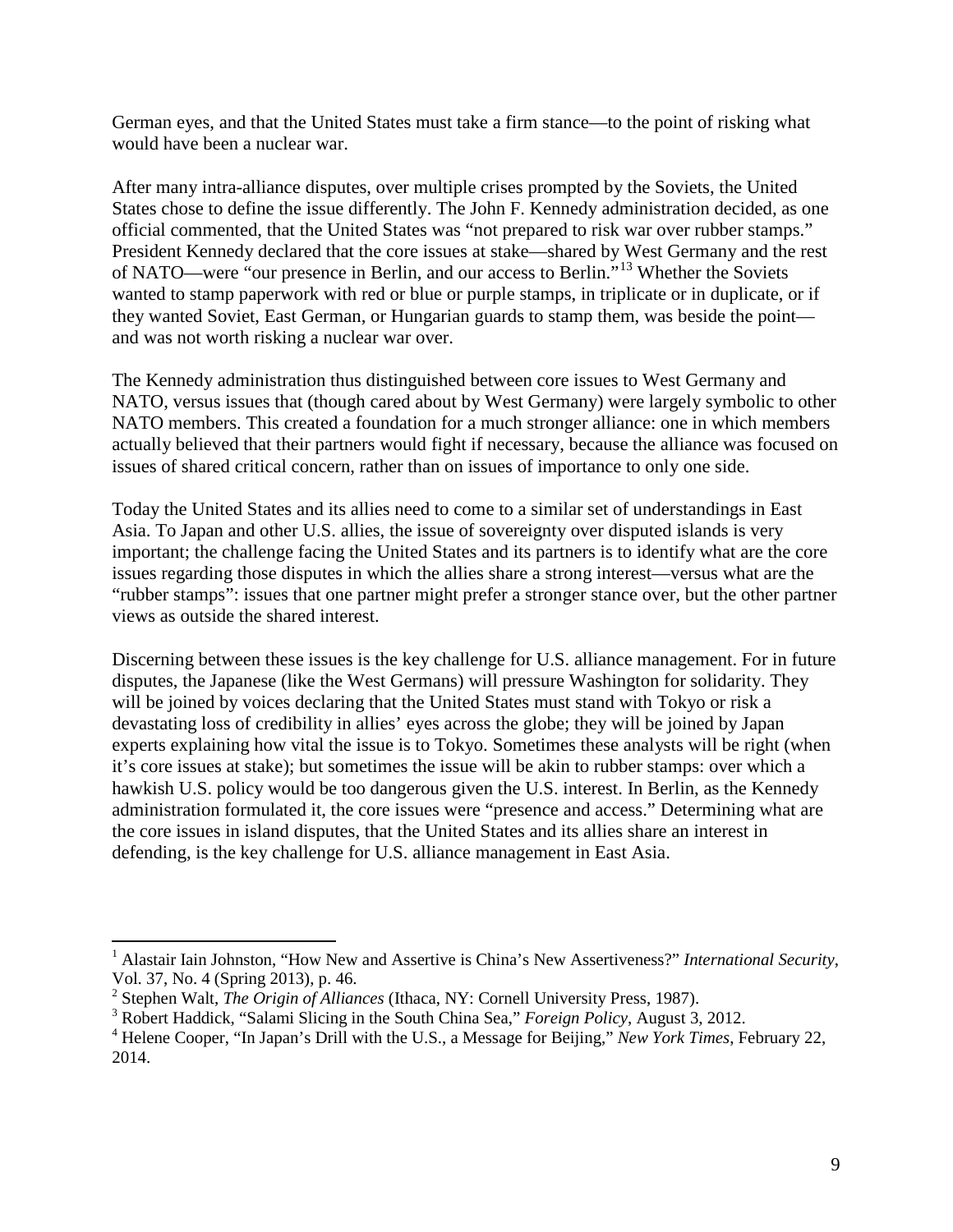German eyes, and that the United States must take a firm stance—to the point of risking what would have been a nuclear war.

After many intra-alliance disputes, over multiple crises prompted by the Soviets, the United States chose to define the issue differently. The John F. Kennedy administration decided, as one official commented, that the United States was "not prepared to risk war over rubber stamps." President Kennedy declared that the core issues at stake—shared by West Germany and the rest of NATO—were "our presence in Berlin, and our access to Berlin."[13] Whether the Soviets wanted to stamp paperwork with red or blue or purple stamps, in triplicate or in duplicate, or if they wanted Soviet, East German, or Hungarian guards to stamp them, was beside the point—and was not worth risking a nuclear war over.

The Kennedy administration thus distinguished between core issues to West Germany and NATO, versus issues that (though cared about by West Germany) were largely symbolic to other NATO members. This created a foundation for a much stronger alliance: one in which members actually believed that their partners would fight if necessary, because the alliance was focused on issues of shared critical concern, rather than on issues of importance to only one side.

Today the United States and its allies need to come to a similar set of understandings in East Asia. To Japan and other U.S. allies, the issue of sovereignty over disputed islands is very important; the challenge facing the United States and its partners is to identify what are the core issues regarding those disputes in which the allies share a strong interest—versus what are the "rubber stamps": issues that one partner might prefer a stronger stance over, but the other partner views as outside the shared interest.

Discerning between these issues is the key challenge for U.S. alliance management. For in future disputes, the Japanese (like the West Germans) will pressure Washington for solidarity. They will be joined by voices declaring that the United States must stand with Tokyo or risk a devastating loss of credibility in allies' eyes across the globe; they will be joined by Japan experts explaining how vital the issue is to Tokyo. Sometimes these analysts will be right (when it's core issues at stake); but sometimes the issue will be akin to rubber stamps: over which a hawkish U.S. policy would be too dangerous given the U.S. interest. In Berlin, as the Kennedy administration formulated it, the core issues were "presence and access." Determining what are the core issues in island disputes, that the United States and its allies share an interest in defending, is the key challenge for U.S. alliance management in East Asia.

---

[1] Alastair Iain Johnston, "How New and Assertive is China's New Assertiveness?" *International Security*, Vol. 37, No. 4 (Spring 2013), p. 46.

[2] Stephen Walt, *The Origin of Alliances* (Ithaca, NY: Cornell University Press, 1987).

[3] Robert Haddick, "Salami Slicing in the South China Sea," *Foreign Policy*, August 3, 2012.

[4] Helene Cooper, "In Japan's Drill with the U.S., a Message for Beijing," *New York Times*, February 22, 2014.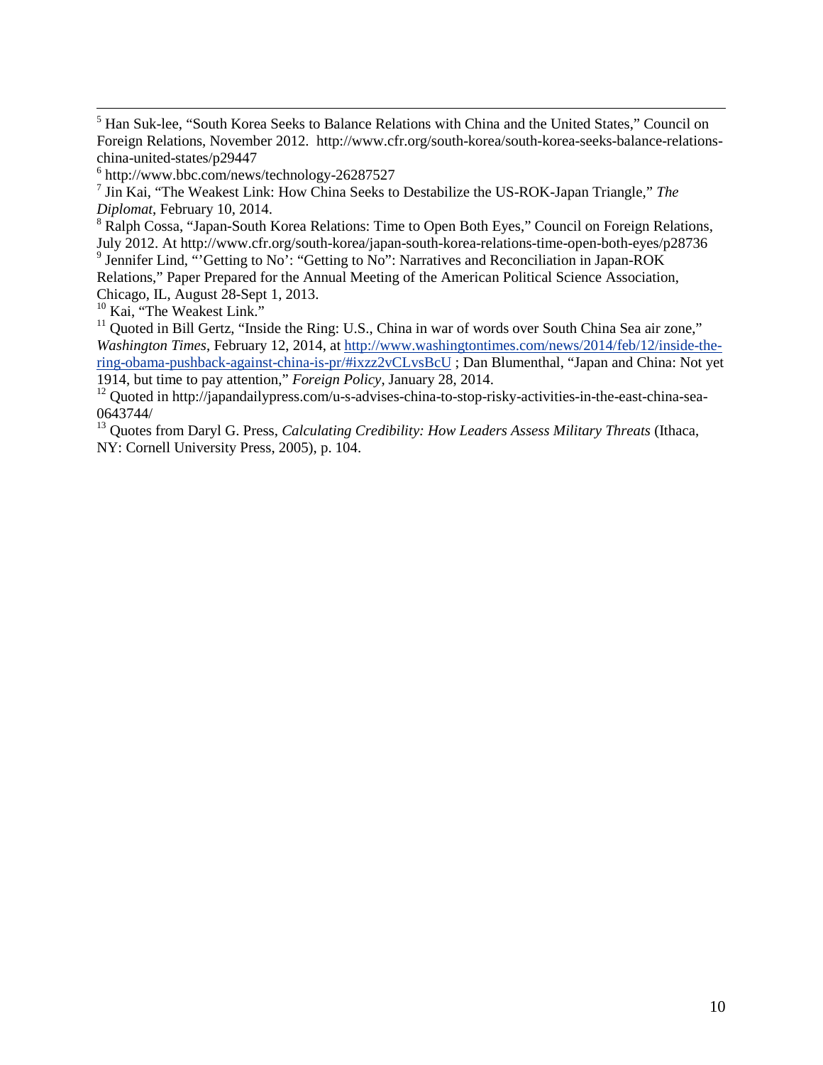[5] Han Suk-lee, "South Korea Seeks to Balance Relations with China and the United States," Council on Foreign Relations, November 2012. http://www.cfr.org/south-korea/south-korea-seeks-balance-relations-china-united-states/p29447

[6] http://www.bbc.com/news/technology-26287527

[7] Jin Kai, "The Weakest Link: How China Seeks to Destabilize the US-ROK-Japan Triangle," *The Diplomat*, February 10, 2014.

[8] Ralph Cossa, "Japan-South Korea Relations: Time to Open Both Eyes," Council on Foreign Relations, July 2012. At http://www.cfr.org/south-korea/japan-south-korea-relations-time-open-both-eyes/p28736

[9] Jennifer Lind, "'Getting to No': "Getting to No": Narratives and Reconciliation in Japan-ROK Relations," Paper Prepared for the Annual Meeting of the American Political Science Association, Chicago, IL, August 28-Sept 1, 2013.

[10] Kai, "The Weakest Link."

[11] Quoted in Bill Gertz, "Inside the Ring: U.S., China in war of words over South China Sea air zone," *Washington Times*, February 12, 2014, at http://www.washingtontimes.com/news/2014/feb/12/inside-the-ring-obama-pushback-against-china-is-pr/#ixzz2vCLvsBcU ; Dan Blumenthal, "Japan and China: Not yet 1914, but time to pay attention," *Foreign Policy*, January 28, 2014.

[12] Quoted in http://japandailypress.com/u-s-advises-china-to-stop-risky-activities-in-the-east-china-sea-0643744/

[13] Quotes from Daryl G. Press, *Calculating Credibility: How Leaders Assess Military Threats* (Ithaca, NY: Cornell University Press, 2005), p. 104.